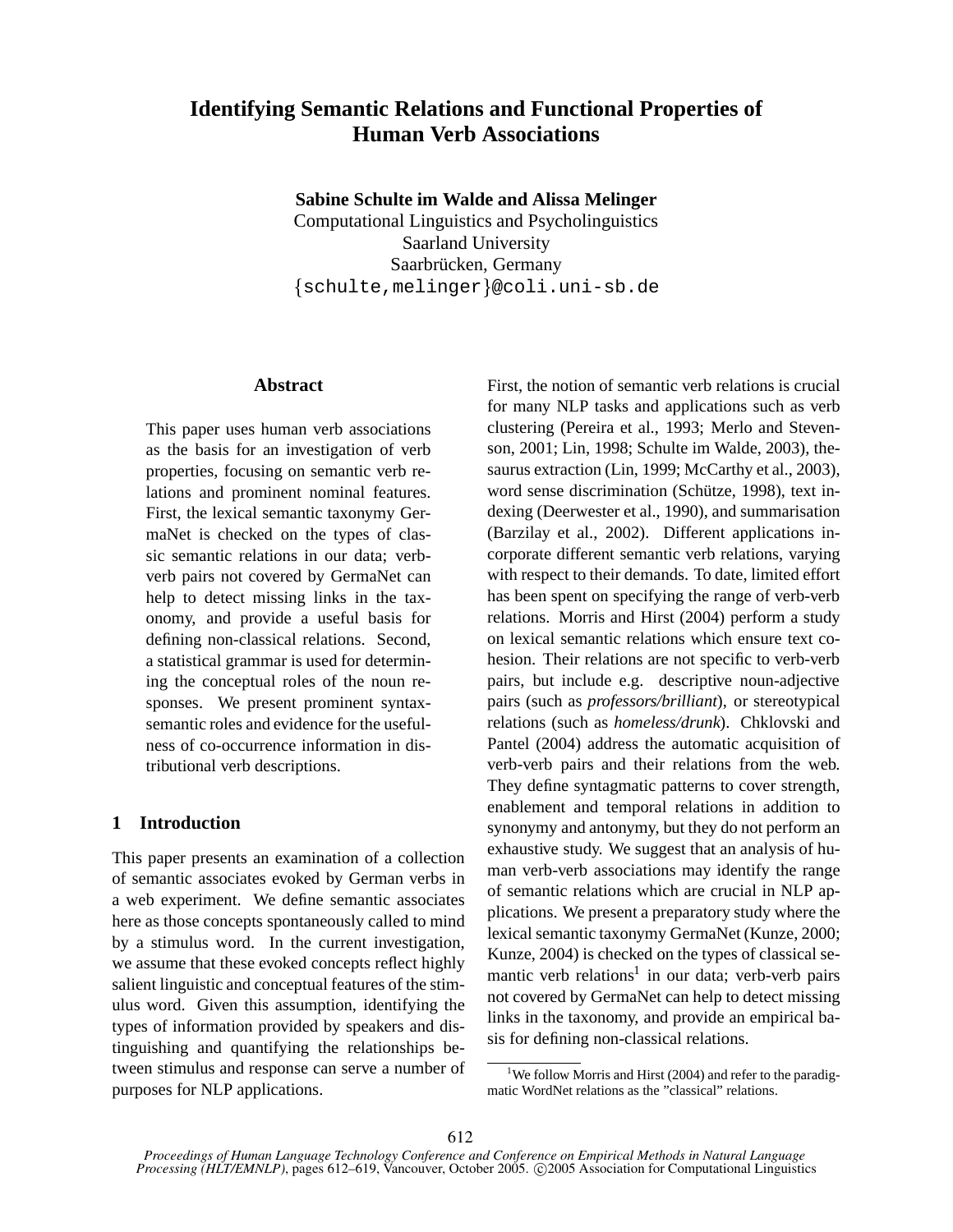# Identifying Semantic Relations and Functional Properties of Human Verb Associations

**Sabine Schulte im Walde and Alissa Melinger**
Computational Linguistics and Psycholinguistics
Saarland University
Saarbrücken, Germany
{schulte,melinger}@coli.uni-sb.de

## Abstract

This paper uses human verb associations as the basis for an investigation of verb properties, focusing on semantic verb relations and prominent nominal features. First, the lexical semantic taxonymy GermaNet is checked on the types of classic semantic relations in our data; verb-verb pairs not covered by GermaNet can help to detect missing links in the taxonomy, and provide a useful basis for defining non-classical relations. Second, a statistical grammar is used for determining the conceptual roles of the noun responses. We present prominent syntax-semantic roles and evidence for the usefulness of co-occurrence information in distributional verb descriptions.

## 1 Introduction

This paper presents an examination of a collection of semantic associates evoked by German verbs in a web experiment. We define semantic associates here as those concepts spontaneously called to mind by a stimulus word. In the current investigation, we assume that these evoked concepts reflect highly salient linguistic and conceptual features of the stimulus word. Given this assumption, identifying the types of information provided by speakers and distinguishing and quantifying the relationships between stimulus and response can serve a number of purposes for NLP applications.

First, the notion of semantic verb relations is crucial for many NLP tasks and applications such as verb clustering (Pereira et al., 1993; Merlo and Stevenson, 2001; Lin, 1998; Schulte im Walde, 2003), thesaurus extraction (Lin, 1999; McCarthy et al., 2003), word sense discrimination (Schütze, 1998), text indexing (Deerwester et al., 1990), and summarisation (Barzilay et al., 2002). Different applications incorporate different semantic verb relations, varying with respect to their demands. To date, limited effort has been spent on specifying the range of verb-verb relations. Morris and Hirst (2004) perform a study on lexical semantic relations which ensure text cohesion. Their relations are not specific to verb-verb pairs, but include e.g. descriptive noun-adjective pairs (such as *professors/brilliant*), or stereotypical relations (such as *homeless/drunk*). Chklovski and Pantel (2004) address the automatic acquisition of verb-verb pairs and their relations from the web. They define syntagmatic patterns to cover strength, enablement and temporal relations in addition to synonymy and antonymy, but they do not perform an exhaustive study. We suggest that an analysis of human verb-verb associations may identify the range of semantic relations which are crucial in NLP applications. We present a preparatory study where the lexical semantic taxonymy GermaNet (Kunze, 2000; Kunze, 2004) is checked on the types of classical semantic verb relations[1] in our data; verb-verb pairs not covered by GermaNet can help to detect missing links in the taxonomy, and provide an empirical basis for defining non-classical relations.

[1] We follow Morris and Hirst (2004) and refer to the paradigmatic WordNet relations as the "classical" relations.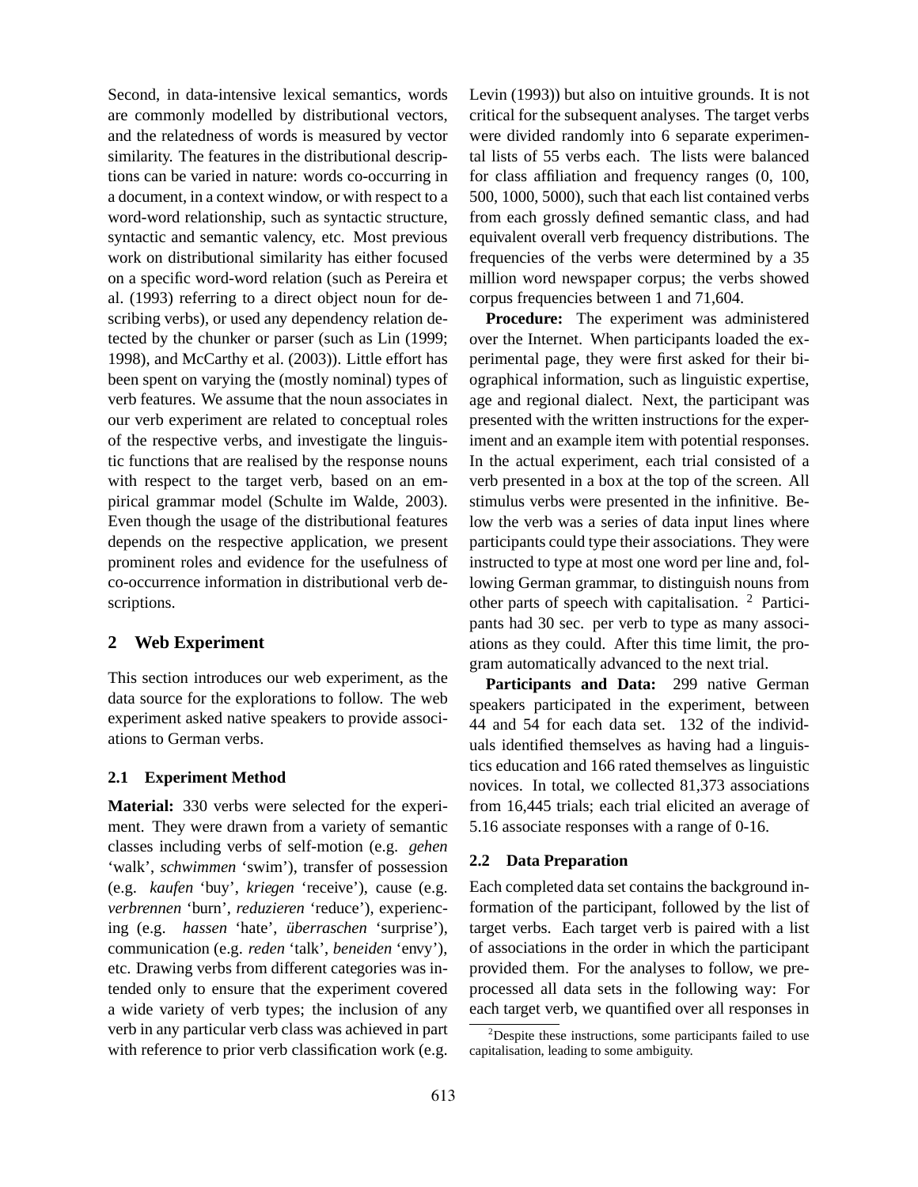Second, in data-intensive lexical semantics, words are commonly modelled by distributional vectors, and the relatedness of words is measured by vector similarity. The features in the distributional descriptions can be varied in nature: words co-occurring in a document, in a context window, or with respect to a word-word relationship, such as syntactic structure, syntactic and semantic valency, etc. Most previous work on distributional similarity has either focused on a specific word-word relation (such as Pereira et al. (1993) referring to a direct object noun for describing verbs), or used any dependency relation detected by the chunker or parser (such as Lin (1999; 1998), and McCarthy et al. (2003)). Little effort has been spent on varying the (mostly nominal) types of verb features. We assume that the noun associates in our verb experiment are related to conceptual roles of the respective verbs, and investigate the linguistic functions that are realised by the response nouns with respect to the target verb, based on an empirical grammar model (Schulte im Walde, 2003). Even though the usage of the distributional features depends on the respective application, we present prominent roles and evidence for the usefulness of co-occurrence information in distributional verb descriptions.

## 2 Web Experiment

This section introduces our web experiment, as the data source for the explorations to follow. The web experiment asked native speakers to provide associations to German verbs.

### 2.1 Experiment Method

**Material:** 330 verbs were selected for the experiment. They were drawn from a variety of semantic classes including verbs of self-motion (e.g. *gehen* 'walk', *schwimmen* 'swim'), transfer of possession (e.g. *kaufen* 'buy', *kriegen* 'receive'), cause (e.g. *verbrennen* 'burn', *reduzieren* 'reduce'), experiencing (e.g. *hassen* 'hate', *überraschen* 'surprise'), communication (e.g. *reden* 'talk', *beneiden* 'envy'), etc. Drawing verbs from different categories was intended only to ensure that the experiment covered a wide variety of verb types; the inclusion of any verb in any particular verb class was achieved in part with reference to prior verb classification work (e.g. Levin (1993)) but also on intuitive grounds. It is not critical for the subsequent analyses. The target verbs were divided randomly into 6 separate experimental lists of 55 verbs each. The lists were balanced for class affiliation and frequency ranges (0, 100, 500, 1000, 5000), such that each list contained verbs from each grossly defined semantic class, and had equivalent overall verb frequency distributions. The frequencies of the verbs were determined by a 35 million word newspaper corpus; the verbs showed corpus frequencies between 1 and 71,604.

**Procedure:** The experiment was administered over the Internet. When participants loaded the experimental page, they were first asked for their biographical information, such as linguistic expertise, age and regional dialect. Next, the participant was presented with the written instructions for the experiment and an example item with potential responses. In the actual experiment, each trial consisted of a verb presented in a box at the top of the screen. All stimulus verbs were presented in the infinitive. Below the verb was a series of data input lines where participants could type their associations. They were instructed to type at most one word per line and, following German grammar, to distinguish nouns from other parts of speech with capitalisation. [2] Participants had 30 sec. per verb to type as many associations as they could. After this time limit, the program automatically advanced to the next trial.

**Participants and Data:** 299 native German speakers participated in the experiment, between 44 and 54 for each data set. 132 of the individuals identified themselves as having had a linguistics education and 166 rated themselves as linguistic novices. In total, we collected 81,373 associations from 16,445 trials; each trial elicited an average of 5.16 associate responses with a range of 0-16.

### 2.2 Data Preparation

Each completed data set contains the background information of the participant, followed by the list of target verbs. Each target verb is paired with a list of associations in the order in which the participant provided them. For the analyses to follow, we preprocessed all data sets in the following way: For each target verb, we quantified over all responses in

[2] Despite these instructions, some participants failed to use capitalisation, leading to some ambiguity.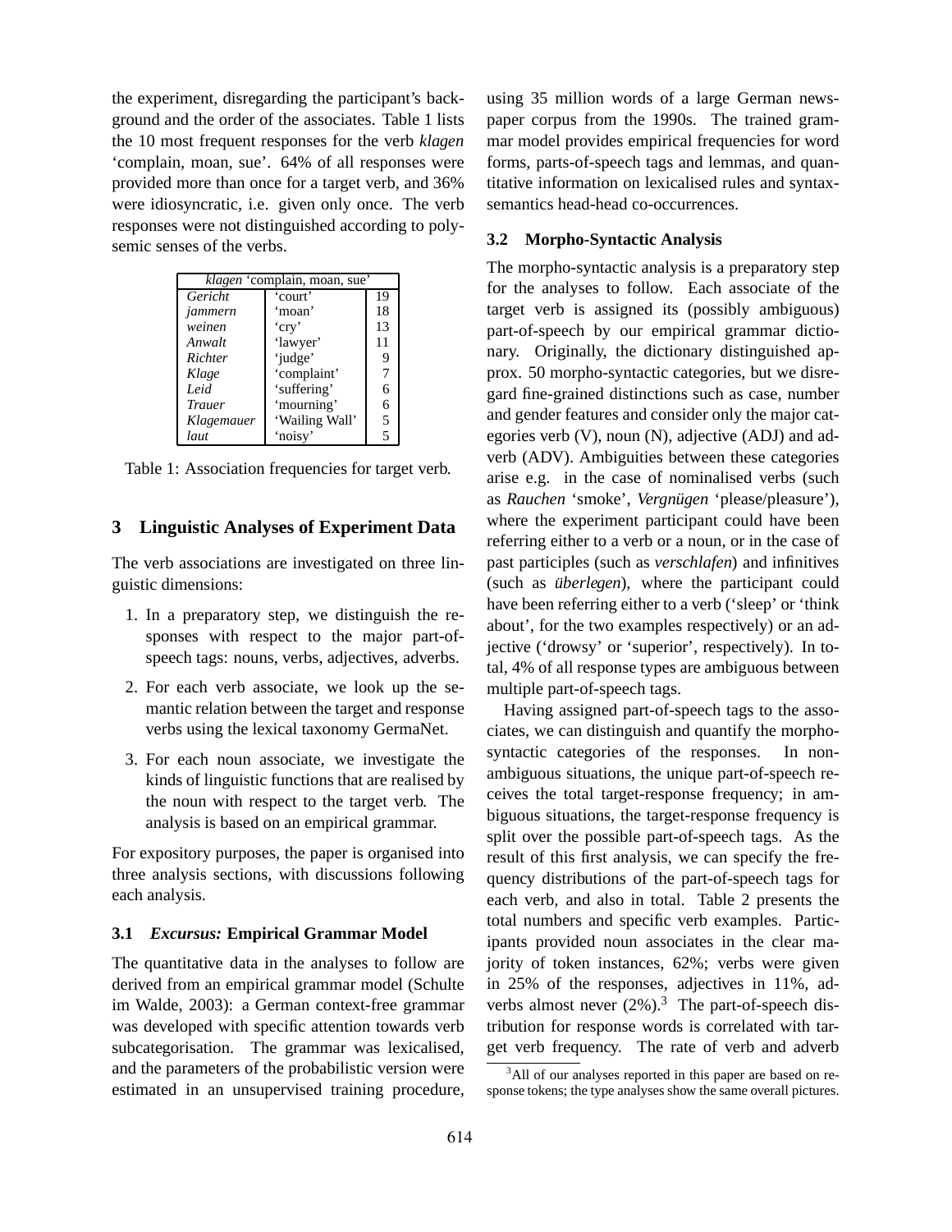the experiment, disregarding the participant's background and the order of the associates. Table 1 lists the 10 most frequent responses for the verb *klagen* 'complain, moan, sue'. 64% of all responses were provided more than once for a target verb, and 36% were idiosyncratic, i.e. given only once. The verb responses were not distinguished according to polysemic senses of the verbs.

| *klagen* 'complain, moan, sue' | | |
|---|---|---|
| *Gericht* | 'court' | 19 |
| *jammern* | 'moan' | 18 |
| *weinen* | 'cry' | 13 |
| *Anwalt* | 'lawyer' | 11 |
| *Richter* | 'judge' | 9 |
| *Klage* | 'complaint' | 7 |
| *Leid* | 'suffering' | 6 |
| *Trauer* | 'mourning' | 6 |
| *Klagemauer* | 'Wailing Wall' | 5 |
| *laut* | 'noisy' | 5 |

Table 1: Association frequencies for target verb.

## 3 Linguistic Analyses of Experiment Data

The verb associations are investigated on three linguistic dimensions:

1. In a preparatory step, we distinguish the responses with respect to the major part-of-speech tags: nouns, verbs, adjectives, adverbs.
2. For each verb associate, we look up the semantic relation between the target and response verbs using the lexical taxonomy GermaNet.
3. For each noun associate, we investigate the kinds of linguistic functions that are realised by the noun with respect to the target verb. The analysis is based on an empirical grammar.

For expository purposes, the paper is organised into three analysis sections, with discussions following each analysis.

### 3.1 *Excursus:* Empirical Grammar Model

The quantitative data in the analyses to follow are derived from an empirical grammar model (Schulte im Walde, 2003): a German context-free grammar was developed with specific attention towards verb subcategorisation. The grammar was lexicalised, and the parameters of the probabilistic version were estimated in an unsupervised training procedure, using 35 million words of a large German newspaper corpus from the 1990s. The trained grammar model provides empirical frequencies for word forms, parts-of-speech tags and lemmas, and quantitative information on lexicalised rules and syntax-semantics head-head co-occurrences.

### 3.2 Morpho-Syntactic Analysis

The morpho-syntactic analysis is a preparatory step for the analyses to follow. Each associate of the target verb is assigned its (possibly ambiguous) part-of-speech by our empirical grammar dictionary. Originally, the dictionary distinguished approx. 50 morpho-syntactic categories, but we disregard fine-grained distinctions such as case, number and gender features and consider only the major categories verb (V), noun (N), adjective (ADJ) and adverb (ADV). Ambiguities between these categories arise e.g. in the case of nominalised verbs (such as *Rauchen* 'smoke', *Vergnügen* 'please/pleasure'), where the experiment participant could have been referring either to a verb or a noun, or in the case of past participles (such as *verschlafen*) and infinitives (such as *überlegen*), where the participant could have been referring either to a verb ('sleep' or 'think about', for the two examples respectively) or an adjective ('drowsy' or 'superior', respectively). In total, 4% of all response types are ambiguous between multiple part-of-speech tags.

Having assigned part-of-speech tags to the associates, we can distinguish and quantify the morpho-syntactic categories of the responses. In non-ambiguous situations, the unique part-of-speech receives the total target-response frequency; in ambiguous situations, the target-response frequency is split over the possible part-of-speech tags. As the result of this first analysis, we can specify the frequency distributions of the part-of-speech tags for each verb, and also in total. Table 2 presents the total numbers and specific verb examples. Participants provided noun associates in the clear majority of token instances, 62%; verbs were given in 25% of the responses, adjectives in 11%, adverbs almost never (2%).[3] The part-of-speech distribution for response words is correlated with target verb frequency. The rate of verb and adverb

[3] All of our analyses reported in this paper are based on response tokens; the type analyses show the same overall pictures.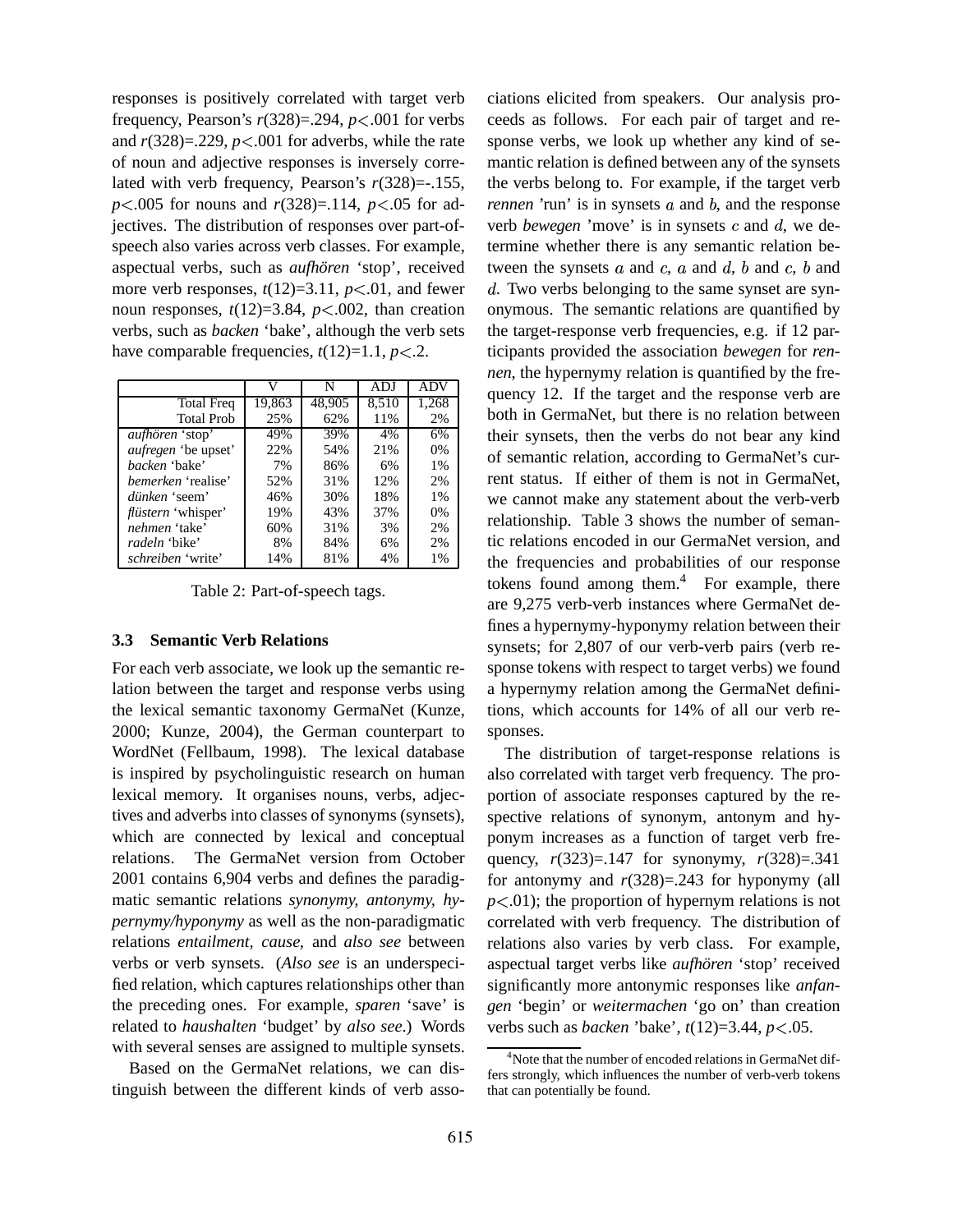responses is positively correlated with target verb frequency, Pearson's $r(328)$=.294, $p<.001$ for verbs and $r(328)$=.229, $p<.001$ for adverbs, while the rate of noun and adjective responses is inversely correlated with verb frequency, Pearson's $r(328)$=-.155, $p<.005$ for nouns and $r(328)$=.114, $p<.05$ for adjectives. The distribution of responses over part-of-speech also varies across verb classes. For example, aspectual verbs, such as *aufhören* 'stop', received more verb responses, $t(12)$=3.11, $p<.01$, and fewer noun responses, $t(12)$=3.84, $p<.002$, than creation verbs, such as *backen* 'bake', although the verb sets have comparable frequencies, $t(12)$=1.1, $p<.2$.

| | V | N | ADJ | ADV |
|---|---|---|---|---|
| Total Freq | 19,863 | 48,905 | 8,510 | 1,268 |
| Total Prob | 25% | 62% | 11% | 2% |
| *aufhören* 'stop' | 49% | 39% | 4% | 6% |
| *aufregen* 'be upset' | 22% | 54% | 21% | 0% |
| *backen* 'bake' | 7% | 86% | 6% | 1% |
| *bemerken* 'realise' | 52% | 31% | 12% | 2% |
| *dünken* 'seem' | 46% | 30% | 18% | 1% |
| *flüstern* 'whisper' | 19% | 43% | 37% | 0% |
| *nehmen* 'take' | 60% | 31% | 3% | 2% |
| *radeln* 'bike' | 8% | 84% | 6% | 2% |
| *schreiben* 'write' | 14% | 81% | 4% | 1% |

Table 2: Part-of-speech tags.

### 3.3 Semantic Verb Relations

For each verb associate, we look up the semantic relation between the target and response verbs using the lexical semantic taxonomy GermaNet (Kunze, 2000; Kunze, 2004), the German counterpart to WordNet (Fellbaum, 1998). The lexical database is inspired by psycholinguistic research on human lexical memory. It organises nouns, verbs, adjectives and adverbs into classes of synonyms (synsets), which are connected by lexical and conceptual relations. The GermaNet version from October 2001 contains 6,904 verbs and defines the paradigmatic semantic relations *synonymy, antonymy, hypernymy/hyponymy* as well as the non-paradigmatic relations *entailment, cause,* and *also see* between verbs or verb synsets. (*Also see* is an underspecified relation, which captures relationships other than the preceding ones. For example, *sparen* 'save' is related to *haushalten* 'budget' by *also see*.) Words with several senses are assigned to multiple synsets.

Based on the GermaNet relations, we can distinguish between the different kinds of verb associations elicited from speakers. Our analysis proceeds as follows. For each pair of target and response verbs, we look up whether any kind of semantic relation is defined between any of the synsets the verbs belong to. For example, if the target verb *rennen* 'run' is in synsets $a$ and $b$, and the response verb *bewegen* 'move' is in synsets $c$ and $d$, we determine whether there is any semantic relation between the synsets $a$ and $c$, $a$ and $d$, $b$ and $c$, $b$ and $d$. Two verbs belonging to the same synset are synonymous. The semantic relations are quantified by the target-response verb frequencies, e.g. if 12 participants provided the association *bewegen* for *rennen*, the hypernymy relation is quantified by the frequency 12. If the target and the response verb are both in GermaNet, but there is no relation between their synsets, then the verbs do not bear any kind of semantic relation, according to GermaNet's current status. If either of them is not in GermaNet, we cannot make any statement about the verb-verb relationship. Table 3 shows the number of semantic relations encoded in our GermaNet version, and the frequencies and probabilities of our response tokens found among them.[4] For example, there are 9,275 verb-verb instances where GermaNet defines a hypernymy-hyponymy relation between their synsets; for 2,807 of our verb-verb pairs (verb response tokens with respect to target verbs) we found a hypernymy relation among the GermaNet definitions, which accounts for 14% of all our verb responses.

The distribution of target-response relations is also correlated with target verb frequency. The proportion of associate responses captured by the respective relations of synonym, antonym and hyponym increases as a function of target verb frequency, $r(323)$=.147 for synonymy, $r(328)$=.341 for antonymy and $r(328)$=.243 for hyponymy (all $p<.01$); the proportion of hypernym relations is not correlated with verb frequency. The distribution of relations also varies by verb class. For example, aspectual target verbs like *aufhören* 'stop' received significantly more antonymic responses like *anfangen* 'begin' or *weitermachen* 'go on' than creation verbs such as *backen* 'bake', $t(12)$=3.44, $p<.05$.

[4]Note that the number of encoded relations in GermaNet differs strongly, which influences the number of verb-verb tokens that can potentially be found.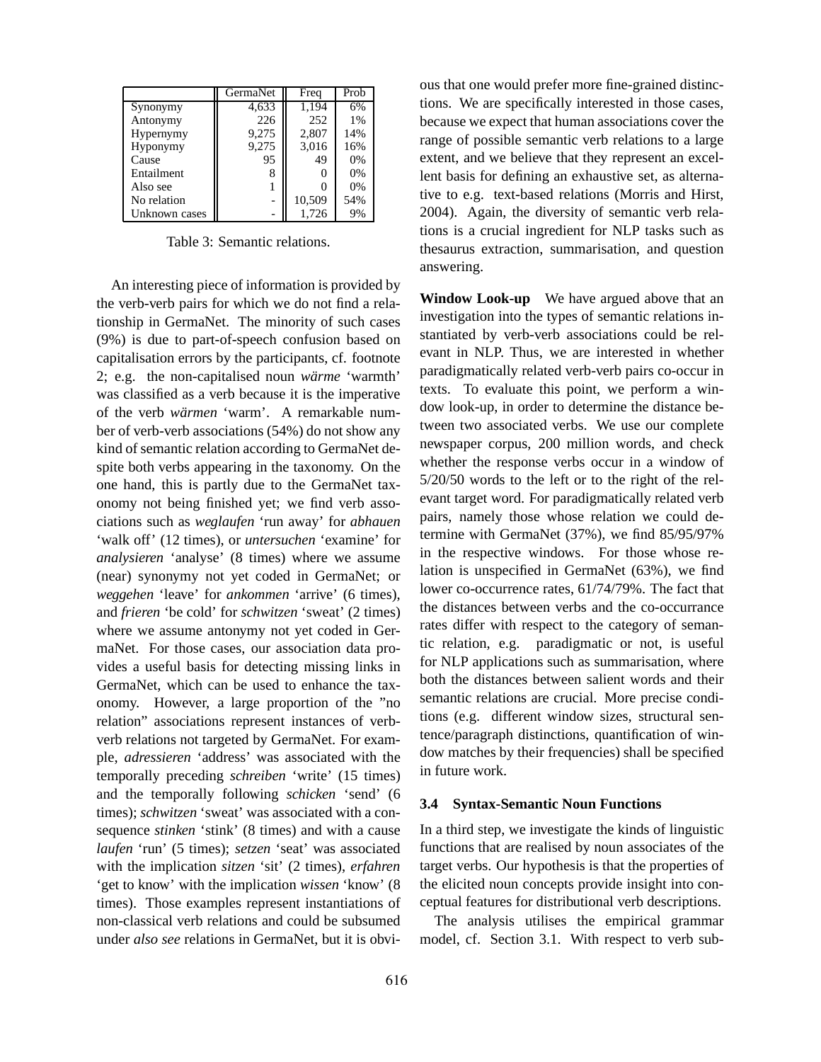| | GermaNet | Freq | Prob |
|---|---|---|---|
| Synonymy | 4,633 | 1,194 | 6% |
| Antonymy | 226 | 252 | 1% |
| Hypernymy | 9,275 | 2,807 | 14% |
| Hyponymy | 9,275 | 3,016 | 16% |
| Cause | 95 | 49 | 0% |
| Entailment | 8 | 0 | 0% |
| Also see | 1 | 0 | 0% |
| No relation | - | 10,509 | 54% |
| Unknown cases | - | 1,726 | 9% |

Table 3: Semantic relations.

An interesting piece of information is provided by the verb-verb pairs for which we do not find a relationship in GermaNet. The minority of such cases (9%) is due to part-of-speech confusion based on capitalisation errors by the participants, cf. footnote 2; e.g. the non-capitalised noun *wärme* 'warmth' was classified as a verb because it is the imperative of the verb *wärmen* 'warm'. A remarkable number of verb-verb associations (54%) do not show any kind of semantic relation according to GermaNet despite both verbs appearing in the taxonomy. On the one hand, this is partly due to the GermaNet taxonomy not being finished yet; we find verb associations such as *weglaufen* 'run away' for *abhauen* 'walk off' (12 times), or *untersuchen* 'examine' for *analysieren* 'analyse' (8 times) where we assume (near) synonymy not yet coded in GermaNet; or *weggehen* 'leave' for *ankommen* 'arrive' (6 times), and *frieren* 'be cold' for *schwitzen* 'sweat' (2 times) where we assume antonymy not yet coded in GermaNet. For those cases, our association data provides a useful basis for detecting missing links in GermaNet, which can be used to enhance the taxonomy. However, a large proportion of the "no relation" associations represent instances of verb-verb relations not targeted by GermaNet. For example, *adressieren* 'address' was associated with the temporally preceding *schreiben* 'write' (15 times) and the temporally following *schicken* 'send' (6 times); *schwitzen* 'sweat' was associated with a consequence *stinken* 'stink' (8 times) and with a cause *laufen* 'run' (5 times); *setzen* 'seat' was associated with the implication *sitzen* 'sit' (2 times), *erfahren* 'get to know' with the implication *wissen* 'know' (8 times). Those examples represent instantiations of non-classical verb relations and could be subsumed under *also see* relations in GermaNet, but it is obvious that one would prefer more fine-grained distinctions. We are specifically interested in those cases, because we expect that human associations cover the range of possible semantic verb relations to a large extent, and we believe that they represent an excellent basis for defining an exhaustive set, as alternative to e.g. text-based relations (Morris and Hirst, 2004). Again, the diversity of semantic verb relations is a crucial ingredient for NLP tasks such as thesaurus extraction, summarisation, and question answering.

**Window Look-up** We have argued above that an investigation into the types of semantic relations instantiated by verb-verb associations could be relevant in NLP. Thus, we are interested in whether paradigmatically related verb-verb pairs co-occur in texts. To evaluate this point, we perform a window look-up, in order to determine the distance between two associated verbs. We use our complete newspaper corpus, 200 million words, and check whether the response verbs occur in a window of 5/20/50 words to the left or to the right of the relevant target word. For paradigmatically related verb pairs, namely those whose relation we could determine with GermaNet (37%), we find 85/95/97% in the respective windows. For those whose relation is unspecified in GermaNet (63%), we find lower co-occurrence rates, 61/74/79%. The fact that the distances between verbs and the co-occurrance rates differ with respect to the category of semantic relation, e.g. paradigmatic or not, is useful for NLP applications such as summarisation, where both the distances between salient words and their semantic relations are crucial. More precise conditions (e.g. different window sizes, structural sentence/paragraph distinctions, quantification of window matches by their frequencies) shall be specified in future work.

### 3.4 Syntax-Semantic Noun Functions

In a third step, we investigate the kinds of linguistic functions that are realised by noun associates of the target verbs. Our hypothesis is that the properties of the elicited noun concepts provide insight into conceptual features for distributional verb descriptions.

The analysis utilises the empirical grammar model, cf. Section 3.1. With respect to verb sub-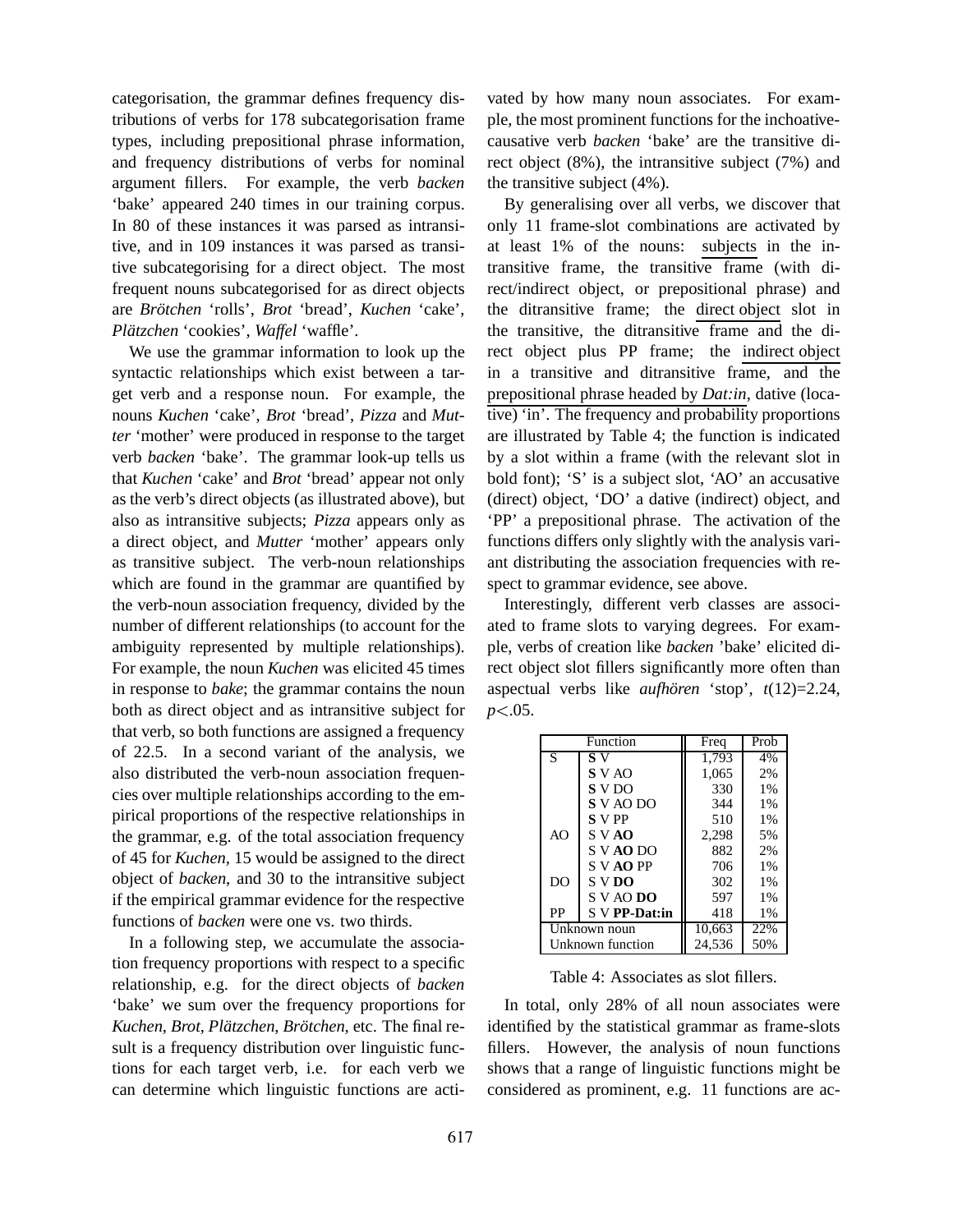categorisation, the grammar defines frequency distributions of verbs for 178 subcategorisation frame types, including prepositional phrase information, and frequency distributions of verbs for nominal argument fillers. For example, the verb *backen* 'bake' appeared 240 times in our training corpus. In 80 of these instances it was parsed as intransitive, and in 109 instances it was parsed as transitive subcategorising for a direct object. The most frequent nouns subcategorised for as direct objects are *Brötchen* 'rolls', *Brot* 'bread', *Kuchen* 'cake', *Plätzchen* 'cookies', *Waffel* 'waffle'.

We use the grammar information to look up the syntactic relationships which exist between a target verb and a response noun. For example, the nouns *Kuchen* 'cake', *Brot* 'bread', *Pizza* and *Mutter* 'mother' were produced in response to the target verb *backen* 'bake'. The grammar look-up tells us that *Kuchen* 'cake' and *Brot* 'bread' appear not only as the verb's direct objects (as illustrated above), but also as intransitive subjects; *Pizza* appears only as a direct object, and *Mutter* 'mother' appears only as transitive subject. The verb-noun relationships which are found in the grammar are quantified by the verb-noun association frequency, divided by the number of different relationships (to account for the ambiguity represented by multiple relationships). For example, the noun *Kuchen* was elicited 45 times in response to *bake*; the grammar contains the noun both as direct object and as intransitive subject for that verb, so both functions are assigned a frequency of 22.5. In a second variant of the analysis, we also distributed the verb-noun association frequencies over multiple relationships according to the empirical proportions of the respective relationships in the grammar, e.g. of the total association frequency of 45 for *Kuchen*, 15 would be assigned to the direct object of *backen*, and 30 to the intransitive subject if the empirical grammar evidence for the respective functions of *backen* were one vs. two thirds.

In a following step, we accumulate the association frequency proportions with respect to a specific relationship, e.g. for the direct objects of *backen* 'bake' we sum over the frequency proportions for *Kuchen*, *Brot*, *Plätzchen*, *Brötchen*, etc. The final result is a frequency distribution over linguistic functions for each target verb, i.e. for each verb we can determine which linguistic functions are activated by how many noun associates. For example, the most prominent functions for the inchoative-causative verb *backen* 'bake' are the transitive direct object (8%), the intransitive subject (7%) and the transitive subject (4%).

By generalising over all verbs, we discover that only 11 frame-slot combinations are activated by at least 1% of the nouns: subjects in the intransitive frame, the transitive frame (with direct/indirect object, or prepositional phrase) and the ditransitive frame; the direct object slot in the transitive, the ditransitive frame and the direct object plus PP frame; the indirect object in a transitive and ditransitive frame, and the prepositional phrase headed by *Dat:in*, dative (locative) 'in'. The frequency and probability proportions are illustrated by Table 4; the function is indicated by a slot within a frame (with the relevant slot in bold font); 'S' is a subject slot, 'AO' an accusative (direct) object, 'DO' a dative (indirect) object, and 'PP' a prepositional phrase. The activation of the functions differs only slightly with the analysis variant distributing the association frequencies with respect to grammar evidence, see above.

Interestingly, different verb classes are associated to frame slots to varying degrees. For example, verbs of creation like *backen* 'bake' elicited direct object slot fillers significantly more often than aspectual verbs like *aufhören* 'stop', $t(12)=2.24$, $p<.05$.

| Function | | Freq | Prob |
|---|---|---|---|
| S | **S** V | 1,793 | 4% |
| | **S** V AO | 1,065 | 2% |
| | **S** V DO | 330 | 1% |
| | **S** V AO DO | 344 | 1% |
| | **S** V PP | 510 | 1% |
| AO | S V **AO** | 2,298 | 5% |
| | S V **AO** DO | 882 | 2% |
| | S V **AO** PP | 706 | 1% |
| DO | S V **DO** | 302 | 1% |
| | S V AO **DO** | 597 | 1% |
| PP | S V **PP-Dat:in** | 418 | 1% |
| Unknown noun | | 10,663 | 22% |
| Unknown function | | 24,536 | 50% |

Table 4: Associates as slot fillers.

In total, only 28% of all noun associates were identified by the statistical grammar as frame-slots fillers. However, the analysis of noun functions shows that a range of linguistic functions might be considered as prominent, e.g. 11 functions are ac-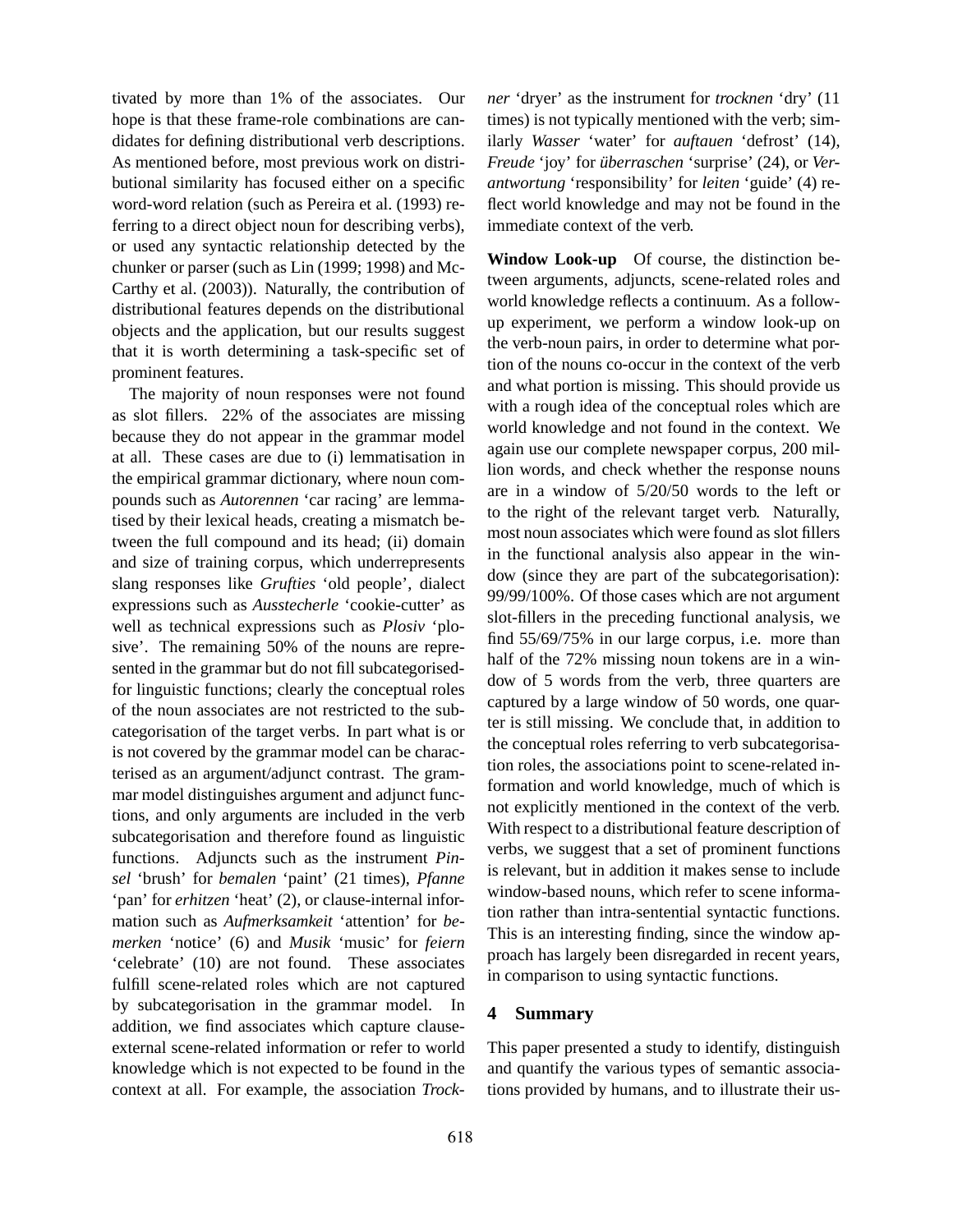tivated by more than 1% of the associates. Our hope is that these frame-role combinations are candidates for defining distributional verb descriptions. As mentioned before, most previous work on distributional similarity has focused either on a specific word-word relation (such as Pereira et al. (1993) referring to a direct object noun for describing verbs), or used any syntactic relationship detected by the chunker or parser (such as Lin (1999; 1998) and McCarthy et al. (2003)). Naturally, the contribution of distributional features depends on the distributional objects and the application, but our results suggest that it is worth determining a task-specific set of prominent features.

The majority of noun responses were not found as slot fillers. 22% of the associates are missing because they do not appear in the grammar model at all. These cases are due to (i) lemmatisation in the empirical grammar dictionary, where noun compounds such as *Autorennen* 'car racing' are lemmatised by their lexical heads, creating a mismatch between the full compound and its head; (ii) domain and size of training corpus, which underrepresents slang responses like *Grufties* 'old people', dialect expressions such as *Ausstecherle* 'cookie-cutter' as well as technical expressions such as *Plosiv* 'plosive'. The remaining 50% of the nouns are represented in the grammar but do not fill subcategorised-for linguistic functions; clearly the conceptual roles of the noun associates are not restricted to the subcategorisation of the target verbs. In part what is or is not covered by the grammar model can be characterised as an argument/adjunct contrast. The grammar model distinguishes argument and adjunct functions, and only arguments are included in the verb subcategorisation and therefore found as linguistic functions. Adjuncts such as the instrument *Pinsel* 'brush' for *bemalen* 'paint' (21 times), *Pfanne* 'pan' for *erhitzen* 'heat' (2), or clause-internal information such as *Aufmerksamkeit* 'attention' for *bemerken* 'notice' (6) and *Musik* 'music' for *feiern* 'celebrate' (10) are not found. These associates fulfill scene-related roles which are not captured by subcategorisation in the grammar model. In addition, we find associates which capture clause-external scene-related information or refer to world knowledge which is not expected to be found in the context at all. For example, the association *Trockner* 'dryer' as the instrument for *trocknen* 'dry' (11 times) is not typically mentioned with the verb; similarly *Wasser* 'water' for *auftauen* 'defrost' (14), *Freude* 'joy' for *überraschen* 'surprise' (24), or *Verantwortung* 'responsibility' for *leiten* 'guide' (4) reflect world knowledge and may not be found in the immediate context of the verb.

**Window Look-up** Of course, the distinction between arguments, adjuncts, scene-related roles and world knowledge reflects a continuum. As a follow-up experiment, we perform a window look-up on the verb-noun pairs, in order to determine what portion of the nouns co-occur in the context of the verb and what portion is missing. This should provide us with a rough idea of the conceptual roles which are world knowledge and not found in the context. We again use our complete newspaper corpus, 200 million words, and check whether the response nouns are in a window of 5/20/50 words to the left or to the right of the relevant target verb. Naturally, most noun associates which were found as slot fillers in the functional analysis also appear in the window (since they are part of the subcategorisation): 99/99/100%. Of those cases which are not argument slot-fillers in the preceding functional analysis, we find 55/69/75% in our large corpus, i.e. more than half of the 72% missing noun tokens are in a window of 5 words from the verb, three quarters are captured by a large window of 50 words, one quarter is still missing. We conclude that, in addition to the conceptual roles referring to verb subcategorisation roles, the associations point to scene-related information and world knowledge, much of which is not explicitly mentioned in the context of the verb. With respect to a distributional feature description of verbs, we suggest that a set of prominent functions is relevant, but in addition it makes sense to include window-based nouns, which refer to scene information rather than intra-sentential syntactic functions. This is an interesting finding, since the window approach has largely been disregarded in recent years, in comparison to using syntactic functions.

## 4 Summary

This paper presented a study to identify, distinguish and quantify the various types of semantic associations provided by humans, and to illustrate their us-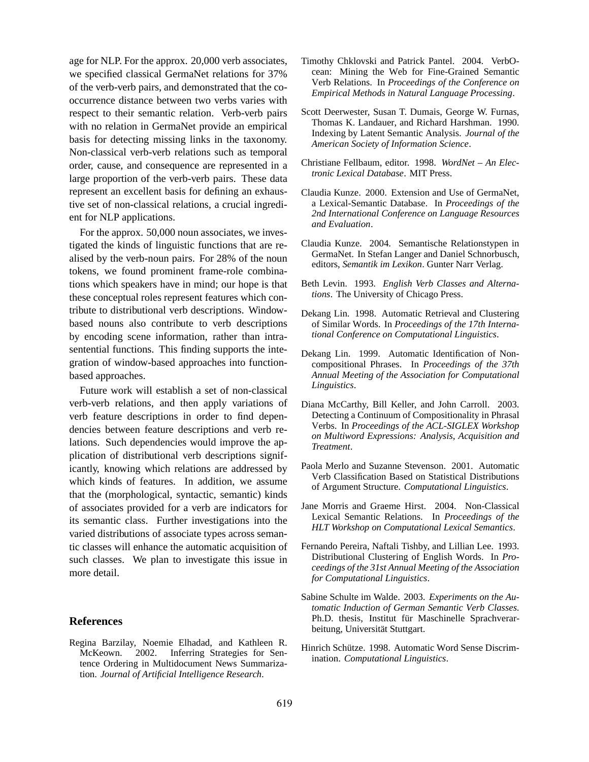age for NLP. For the approx. 20,000 verb associates, we specified classical GermaNet relations for 37% of the verb-verb pairs, and demonstrated that the co-occurrence distance between two verbs varies with respect to their semantic relation. Verb-verb pairs with no relation in GermaNet provide an empirical basis for detecting missing links in the taxonomy. Non-classical verb-verb relations such as temporal order, cause, and consequence are represented in a large proportion of the verb-verb pairs. These data represent an excellent basis for defining an exhaustive set of non-classical relations, a crucial ingredient for NLP applications.

For the approx. 50,000 noun associates, we investigated the kinds of linguistic functions that are realised by the verb-noun pairs. For 28% of the noun tokens, we found prominent frame-role combinations which speakers have in mind; our hope is that these conceptual roles represent features which contribute to distributional verb descriptions. Window-based nouns also contribute to verb descriptions by encoding scene information, rather than intra-sentential functions. This finding supports the integration of window-based approaches into function-based approaches.

Future work will establish a set of non-classical verb-verb relations, and then apply variations of verb feature descriptions in order to find dependencies between feature descriptions and verb relations. Such dependencies would improve the application of distributional verb descriptions significantly, knowing which relations are addressed by which kinds of features. In addition, we assume that the (morphological, syntactic, semantic) kinds of associates provided for a verb are indicators for its semantic class. Further investigations into the varied distributions of associate types across semantic classes will enhance the automatic acquisition of such classes. We plan to investigate this issue in more detail.

## References

Regina Barzilay, Noemie Elhadad, and Kathleen R. McKeown. 2002. Inferring Strategies for Sentence Ordering in Multidocument News Summarization. *Journal of Artificial Intelligence Research*.

Timothy Chklovski and Patrick Pantel. 2004. VerbOcean: Mining the Web for Fine-Grained Semantic Verb Relations. In *Proceedings of the Conference on Empirical Methods in Natural Language Processing*.

Scott Deerwester, Susan T. Dumais, George W. Furnas, Thomas K. Landauer, and Richard Harshman. 1990. Indexing by Latent Semantic Analysis. *Journal of the American Society of Information Science*.

Christiane Fellbaum, editor. 1998. *WordNet – An Electronic Lexical Database*. MIT Press.

Claudia Kunze. 2000. Extension and Use of GermaNet, a Lexical-Semantic Database. In *Proceedings of the 2nd International Conference on Language Resources and Evaluation*.

Claudia Kunze. 2004. Semantische Relationstypen in GermaNet. In Stefan Langer and Daniel Schnorbusch, editors, *Semantik im Lexikon*. Gunter Narr Verlag.

Beth Levin. 1993. *English Verb Classes and Alternations*. The University of Chicago Press.

Dekang Lin. 1998. Automatic Retrieval and Clustering of Similar Words. In *Proceedings of the 17th International Conference on Computational Linguistics*.

Dekang Lin. 1999. Automatic Identification of Non-compositional Phrases. In *Proceedings of the 37th Annual Meeting of the Association for Computational Linguistics*.

Diana McCarthy, Bill Keller, and John Carroll. 2003. Detecting a Continuum of Compositionality in Phrasal Verbs. In *Proceedings of the ACL-SIGLEX Workshop on Multiword Expressions: Analysis, Acquisition and Treatment*.

Paola Merlo and Suzanne Stevenson. 2001. Automatic Verb Classification Based on Statistical Distributions of Argument Structure. *Computational Linguistics*.

Jane Morris and Graeme Hirst. 2004. Non-Classical Lexical Semantic Relations. In *Proceedings of the HLT Workshop on Computational Lexical Semantics*.

Fernando Pereira, Naftali Tishby, and Lillian Lee. 1993. Distributional Clustering of English Words. In *Proceedings of the 31st Annual Meeting of the Association for Computational Linguistics*.

Sabine Schulte im Walde. 2003. *Experiments on the Automatic Induction of German Semantic Verb Classes*. Ph.D. thesis, Institut für Maschinelle Sprachverarbeitung, Universität Stuttgart.

Hinrich Schütze. 1998. Automatic Word Sense Discrimination. *Computational Linguistics*.